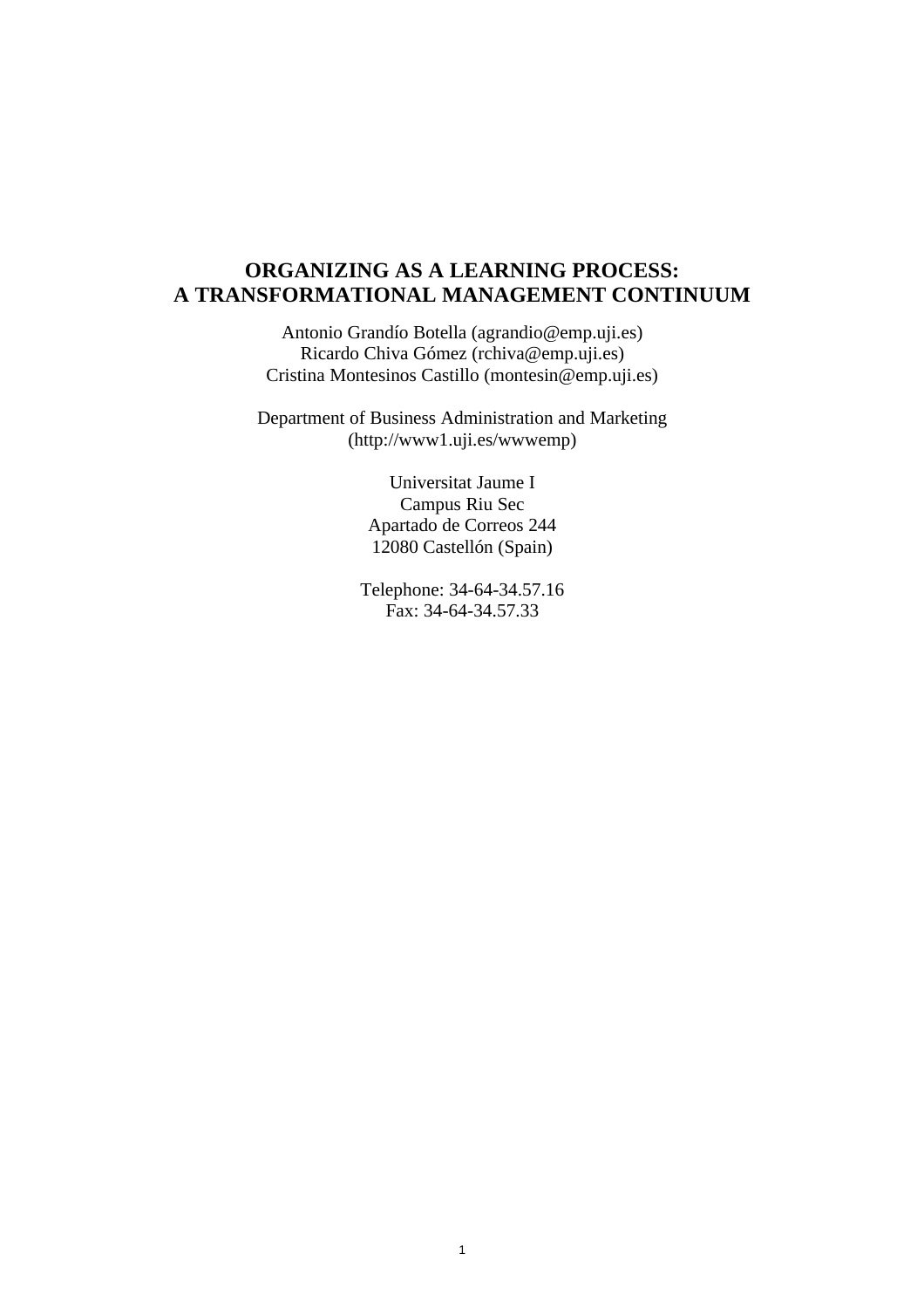# ORGANIZING AS A LEARNING PROCESS: A TRANSFORMATIONAL MANAGEMENT CONTINUUM

Antonio Grandío Botella (agrandio@emp.uji.es)
Ricardo Chiva Gómez (rchiva@emp.uji.es)
Cristina Montesinos Castillo (montesin@emp.uji.es)

Department of Business Administration and Marketing
(http://www1.uji.es/wwwemp)

Universitat Jaume I
Campus Riu Sec
Apartado de Correos 244
12080 Castellón (Spain)

Telephone: 34-64-34.57.16
Fax: 34-64-34.57.33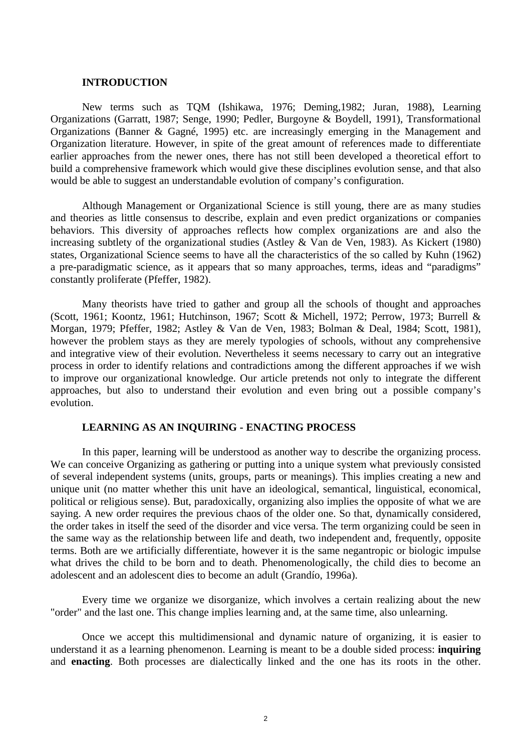## INTRODUCTION

New terms such as TQM (Ishikawa, 1976; Deming,1982; Juran, 1988), Learning Organizations (Garratt, 1987; Senge, 1990; Pedler, Burgoyne & Boydell, 1991), Transformational Organizations (Banner & Gagné, 1995) etc. are increasingly emerging in the Management and Organization literature. However, in spite of the great amount of references made to differentiate earlier approaches from the newer ones, there has not still been developed a theoretical effort to build a comprehensive framework which would give these disciplines evolution sense, and that also would be able to suggest an understandable evolution of company's configuration.

Although Management or Organizational Science is still young, there are as many studies and theories as little consensus to describe, explain and even predict organizations or companies behaviors. This diversity of approaches reflects how complex organizations are and also the increasing subtlety of the organizational studies (Astley & Van de Ven, 1983). As Kickert (1980) states, Organizational Science seems to have all the characteristics of the so called by Kuhn (1962) a pre-paradigmatic science, as it appears that so many approaches, terms, ideas and "paradigms" constantly proliferate (Pfeffer, 1982).

Many theorists have tried to gather and group all the schools of thought and approaches (Scott, 1961; Koontz, 1961; Hutchinson, 1967; Scott & Michell, 1972; Perrow, 1973; Burrell & Morgan, 1979; Pfeffer, 1982; Astley & Van de Ven, 1983; Bolman & Deal, 1984; Scott, 1981), however the problem stays as they are merely typologies of schools, without any comprehensive and integrative view of their evolution. Nevertheless it seems necessary to carry out an integrative process in order to identify relations and contradictions among the different approaches if we wish to improve our organizational knowledge. Our article pretends not only to integrate the different approaches, but also to understand their evolution and even bring out a possible company's evolution.

## LEARNING AS AN INQUIRING - ENACTING PROCESS

In this paper, learning will be understood as another way to describe the organizing process. We can conceive Organizing as gathering or putting into a unique system what previously consisted of several independent systems (units, groups, parts or meanings). This implies creating a new and unique unit (no matter whether this unit have an ideological, semantical, linguistical, economical, political or religious sense). But, paradoxically, organizing also implies the opposite of what we are saying. A new order requires the previous chaos of the older one. So that, dynamically considered, the order takes in itself the seed of the disorder and vice versa. The term organizing could be seen in the same way as the relationship between life and death, two independent and, frequently, opposite terms. Both are we artificially differentiate, however it is the same negantropic or biologic impulse what drives the child to be born and to death. Phenomenologically, the child dies to become an adolescent and an adolescent dies to become an adult (Grandío, 1996a).

Every time we organize we disorganize, which involves a certain realizing about the new "order" and the last one. This change implies learning and, at the same time, also unlearning.

Once we accept this multidimensional and dynamic nature of organizing, it is easier to understand it as a learning phenomenon. Learning is meant to be a double sided process: **inquiring** and **enacting**. Both processes are dialectically linked and the one has its roots in the other.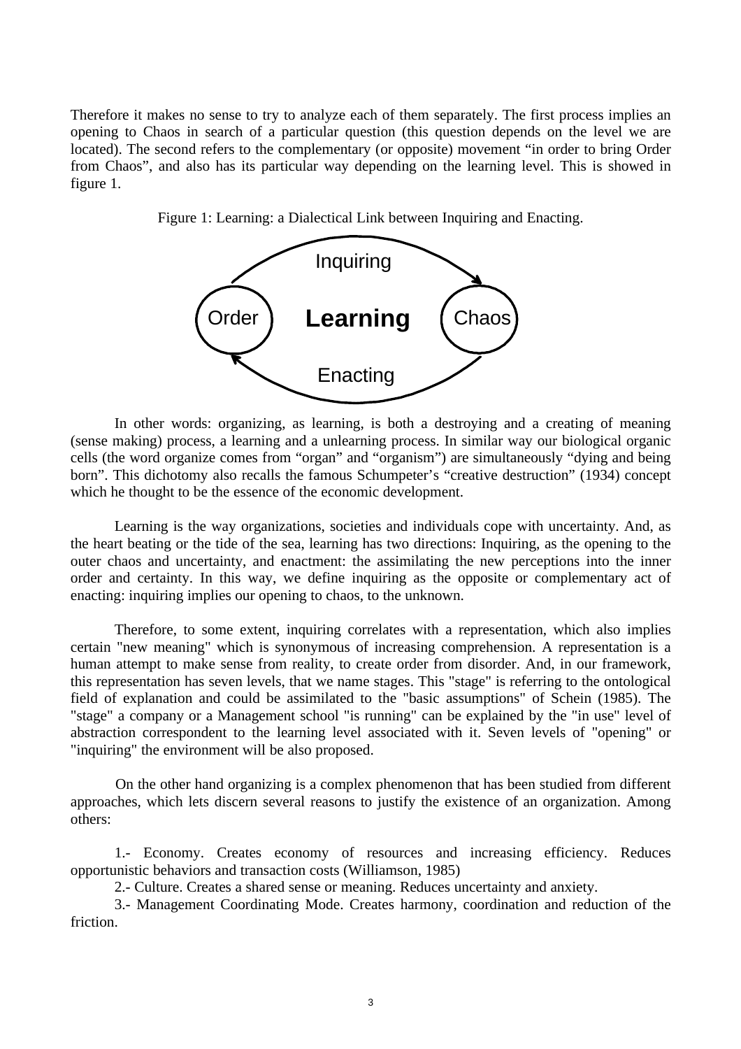Therefore it makes no sense to try to analyze each of them separately. The first process implies an opening to Chaos in search of a particular question (this question depends on the level we are located). The second refers to the complementary (or opposite) movement "in order to bring Order from Chaos", and also has its particular way depending on the learning level. This is showed in figure 1.

Figure 1: Learning: a Dialectical Link between Inquiring and Enacting.

In other words: organizing, as learning, is both a destroying and a creating of meaning (sense making) process, a learning and a unlearning process. In similar way our biological organic cells (the word organize comes from "organ" and "organism") are simultaneously "dying and being born". This dichotomy also recalls the famous Schumpeter's "creative destruction" (1934) concept which he thought to be the essence of the economic development.

Learning is the way organizations, societies and individuals cope with uncertainty. And, as the heart beating or the tide of the sea, learning has two directions: Inquiring, as the opening to the outer chaos and uncertainty, and enactment: the assimilating the new perceptions into the inner order and certainty. In this way, we define inquiring as the opposite or complementary act of enacting: inquiring implies our opening to chaos, to the unknown.

Therefore, to some extent, inquiring correlates with a representation, which also implies certain "new meaning" which is synonymous of increasing comprehension. A representation is a human attempt to make sense from reality, to create order from disorder. And, in our framework, this representation has seven levels, that we name stages. This "stage" is referring to the ontological field of explanation and could be assimilated to the "basic assumptions" of Schein (1985). The "stage" a company or a Management school "is running" can be explained by the "in use" level of abstraction correspondent to the learning level associated with it. Seven levels of "opening" or "inquiring" the environment will be also proposed.

On the other hand organizing is a complex phenomenon that has been studied from different approaches, which lets discern several reasons to justify the existence of an organization. Among others:

1.- Economy. Creates economy of resources and increasing efficiency. Reduces opportunistic behaviors and transaction costs (Williamson, 1985)

2.- Culture. Creates a shared sense or meaning. Reduces uncertainty and anxiety.

3.- Management Coordinating Mode. Creates harmony, coordination and reduction of the friction.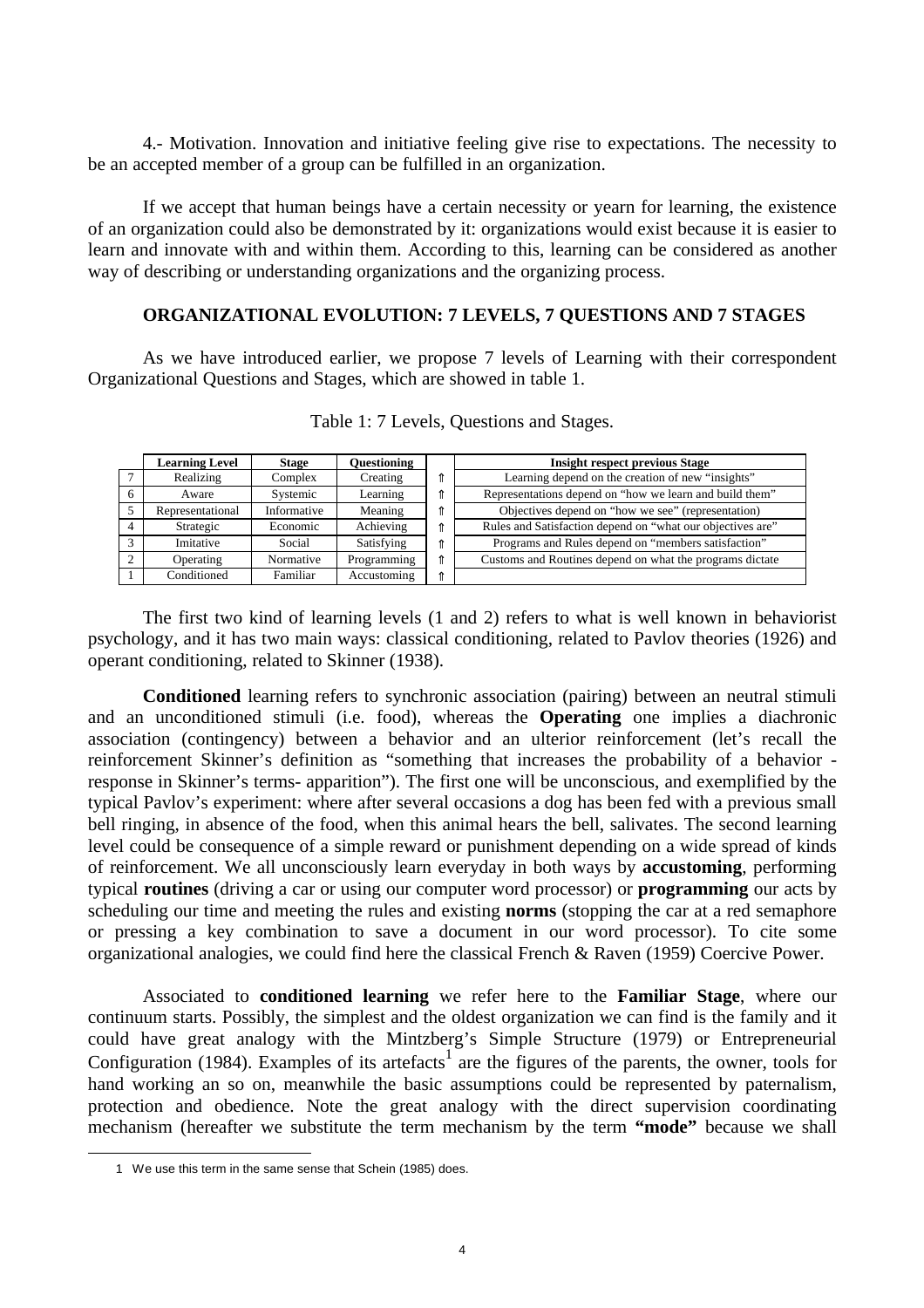4.- Motivation. Innovation and initiative feeling give rise to expectations. The necessity to be an accepted member of a group can be fulfilled in an organization.

If we accept that human beings have a certain necessity or yearn for learning, the existence of an organization could also be demonstrated by it: organizations would exist because it is easier to learn and innovate with and within them. According to this, learning can be considered as another way of describing or understanding organizations and the organizing process.

## ORGANIZATIONAL EVOLUTION: 7 LEVELS, 7 QUESTIONS AND 7 STAGES

As we have introduced earlier, we propose 7 levels of Learning with their correspondent Organizational Questions and Stages, which are showed in table 1.

Table 1: 7 Levels, Questions and Stages.

| | Learning Level | Stage | Questioning | | Insight respect previous Stage |
|---|---|---|---|---|---|
| 7 | Realizing | Complex | Creating | ⇑ | Learning depend on the creation of new "insights" |
| 6 | Aware | Systemic | Learning | ⇑ | Representations depend on "how we learn and build them" |
| 5 | Representational | Informative | Meaning | ⇑ | Objectives depend on "how we see" (representation) |
| 4 | Strategic | Economic | Achieving | ⇑ | Rules and Satisfaction depend on "what our objectives are" |
| 3 | Imitative | Social | Satisfying | ⇑ | Programs and Rules depend on "members satisfaction" |
| 2 | Operating | Normative | Programming | ⇑ | Customs and Routines depend on what the programs dictate |
| 1 | Conditioned | Familiar | Accustoming | ⇑ | |

The first two kind of learning levels (1 and 2) refers to what is well known in behaviorist psychology, and it has two main ways: classical conditioning, related to Pavlov theories (1926) and operant conditioning, related to Skinner (1938).

**Conditioned** learning refers to synchronic association (pairing) between an neutral stimuli and an unconditioned stimuli (i.e. food), whereas the **Operating** one implies a diachronic association (contingency) between a behavior and an ulterior reinforcement (let's recall the reinforcement Skinner's definition as "something that increases the probability of a behavior -response in Skinner's terms- apparition"). The first one will be unconscious, and exemplified by the typical Pavlov's experiment: where after several occasions a dog has been fed with a previous small bell ringing, in absence of the food, when this animal hears the bell, salivates. The second learning level could be consequence of a simple reward or punishment depending on a wide spread of kinds of reinforcement. We all unconsciously learn everyday in both ways by **accustoming**, performing typical **routines** (driving a car or using our computer word processor) or **programming** our acts by scheduling our time and meeting the rules and existing **norms** (stopping the car at a red semaphore or pressing a key combination to save a document in our word processor). To cite some organizational analogies, we could find here the classical French & Raven (1959) Coercive Power.

Associated to **conditioned learning** we refer here to the **Familiar Stage**, where our continuum starts. Possibly, the simplest and the oldest organization we can find is the family and it could have great analogy with the Mintzberg's Simple Structure (1979) or Entrepreneurial Configuration (1984). Examples of its artefacts[1] are the figures of the parents, the owner, tools for hand working an so on, meanwhile the basic assumptions could be represented by paternalism, protection and obedience. Note the great analogy with the direct supervision coordinating mechanism (hereafter we substitute the term mechanism by the term **"mode"** because we shall

[1] We use this term in the same sense that Schein (1985) does.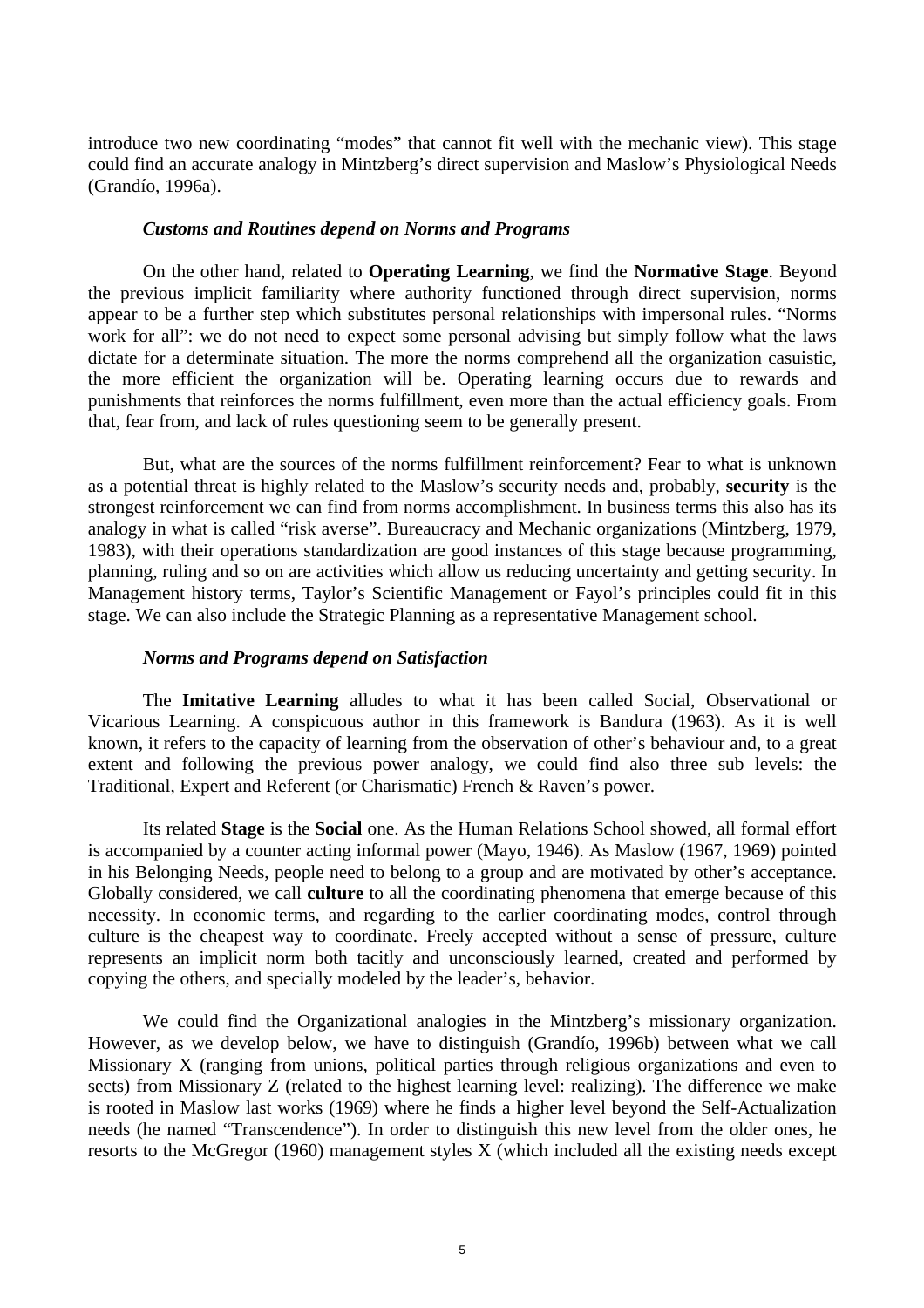introduce two new coordinating "modes" that cannot fit well with the mechanic view). This stage could find an accurate analogy in Mintzberg's direct supervision and Maslow's Physiological Needs (Grandío, 1996a).

***Customs and Routines depend on Norms and Programs***

On the other hand, related to **Operating Learning**, we find the **Normative Stage**. Beyond the previous implicit familiarity where authority functioned through direct supervision, norms appear to be a further step which substitutes personal relationships with impersonal rules. "Norms work for all": we do not need to expect some personal advising but simply follow what the laws dictate for a determinate situation. The more the norms comprehend all the organization casuistic, the more efficient the organization will be. Operating learning occurs due to rewards and punishments that reinforces the norms fulfillment, even more than the actual efficiency goals. From that, fear from, and lack of rules questioning seem to be generally present.

But, what are the sources of the norms fulfillment reinforcement? Fear to what is unknown as a potential threat is highly related to the Maslow's security needs and, probably, **security** is the strongest reinforcement we can find from norms accomplishment. In business terms this also has its analogy in what is called "risk averse". Bureaucracy and Mechanic organizations (Mintzberg, 1979, 1983), with their operations standardization are good instances of this stage because programming, planning, ruling and so on are activities which allow us reducing uncertainty and getting security. In Management history terms, Taylor's Scientific Management or Fayol's principles could fit in this stage. We can also include the Strategic Planning as a representative Management school.

***Norms and Programs depend on Satisfaction***

The **Imitative Learning** alludes to what it has been called Social, Observational or Vicarious Learning. A conspicuous author in this framework is Bandura (1963). As it is well known, it refers to the capacity of learning from the observation of other's behaviour and, to a great extent and following the previous power analogy, we could find also three sub levels: the Traditional, Expert and Referent (or Charismatic) French & Raven's power.

Its related **Stage** is the **Social** one. As the Human Relations School showed, all formal effort is accompanied by a counter acting informal power (Mayo, 1946). As Maslow (1967, 1969) pointed in his Belonging Needs, people need to belong to a group and are motivated by other's acceptance. Globally considered, we call **culture** to all the coordinating phenomena that emerge because of this necessity. In economic terms, and regarding to the earlier coordinating modes, control through culture is the cheapest way to coordinate. Freely accepted without a sense of pressure, culture represents an implicit norm both tacitly and unconsciously learned, created and performed by copying the others, and specially modeled by the leader's, behavior.

We could find the Organizational analogies in the Mintzberg's missionary organization. However, as we develop below, we have to distinguish (Grandío, 1996b) between what we call Missionary X (ranging from unions, political parties through religious organizations and even to sects) from Missionary Z (related to the highest learning level: realizing). The difference we make is rooted in Maslow last works (1969) where he finds a higher level beyond the Self-Actualization needs (he named "Transcendence"). In order to distinguish this new level from the older ones, he resorts to the McGregor (1960) management styles X (which included all the existing needs except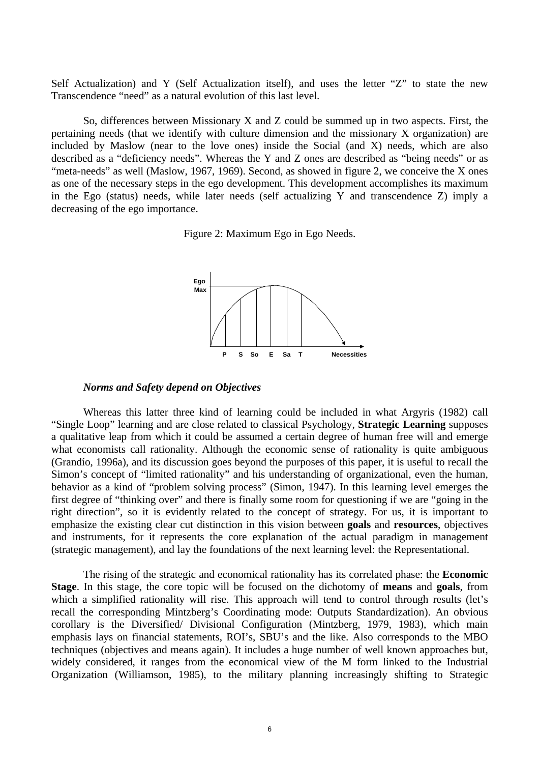Self Actualization) and Y (Self Actualization itself), and uses the letter “Z” to state the new Transcendence “need” as a natural evolution of this last level.

So, differences between Missionary X and Z could be summed up in two aspects. First, the pertaining needs (that we identify with culture dimension and the missionary X organization) are included by Maslow (near to the love ones) inside the Social (and X) needs, which are also described as a “deficiency needs”. Whereas the Y and Z ones are described as “being needs” or as “meta-needs” as well (Maslow, 1967, 1969). Second, as showed in figure 2, we conceive the X ones as one of the necessary steps in the ego development. This development accomplishes its maximum in the Ego (status) needs, while later needs (self actualizing Y and transcendence Z) imply a decreasing of the ego importance.

Figure 2: Maximum Ego in Ego Needs.

Ego Max

P S So E Sa T Necessities

***Norms and Safety depend on Objectives***

Whereas this latter three kind of learning could be included in what Argyris (1982) call “Single Loop” learning and are close related to classical Psychology, **Strategic Learning** supposes a qualitative leap from which it could be assumed a certain degree of human free will and emerge what economists call rationality. Although the economic sense of rationality is quite ambiguous (Grandío, 1996a), and its discussion goes beyond the purposes of this paper, it is useful to recall the Simon’s concept of “limited rationality” and his understanding of organizational, even the human, behavior as a kind of “problem solving process” (Simon, 1947). In this learning level emerges the first degree of “thinking over” and there is finally some room for questioning if we are “going in the right direction”, so it is evidently related to the concept of strategy. For us, it is important to emphasize the existing clear cut distinction in this vision between **goals** and **resources**, objectives and instruments, for it represents the core explanation of the actual paradigm in management (strategic management), and lay the foundations of the next learning level: the Representational.

The rising of the strategic and economical rationality has its correlated phase: the **Economic Stage**. In this stage, the core topic will be focused on the dichotomy of **means** and **goals**, from which a simplified rationality will rise. This approach will tend to control through results (let’s recall the corresponding Mintzberg’s Coordinating mode: Outputs Standardization). An obvious corollary is the Diversified/ Divisional Configuration (Mintzberg, 1979, 1983), which main emphasis lays on financial statements, ROI’s, SBU’s and the like. Also corresponds to the MBO techniques (objectives and means again). It includes a huge number of well known approaches but, widely considered, it ranges from the economical view of the M form linked to the Industrial Organization (Williamson, 1985), to the military planning increasingly shifting to Strategic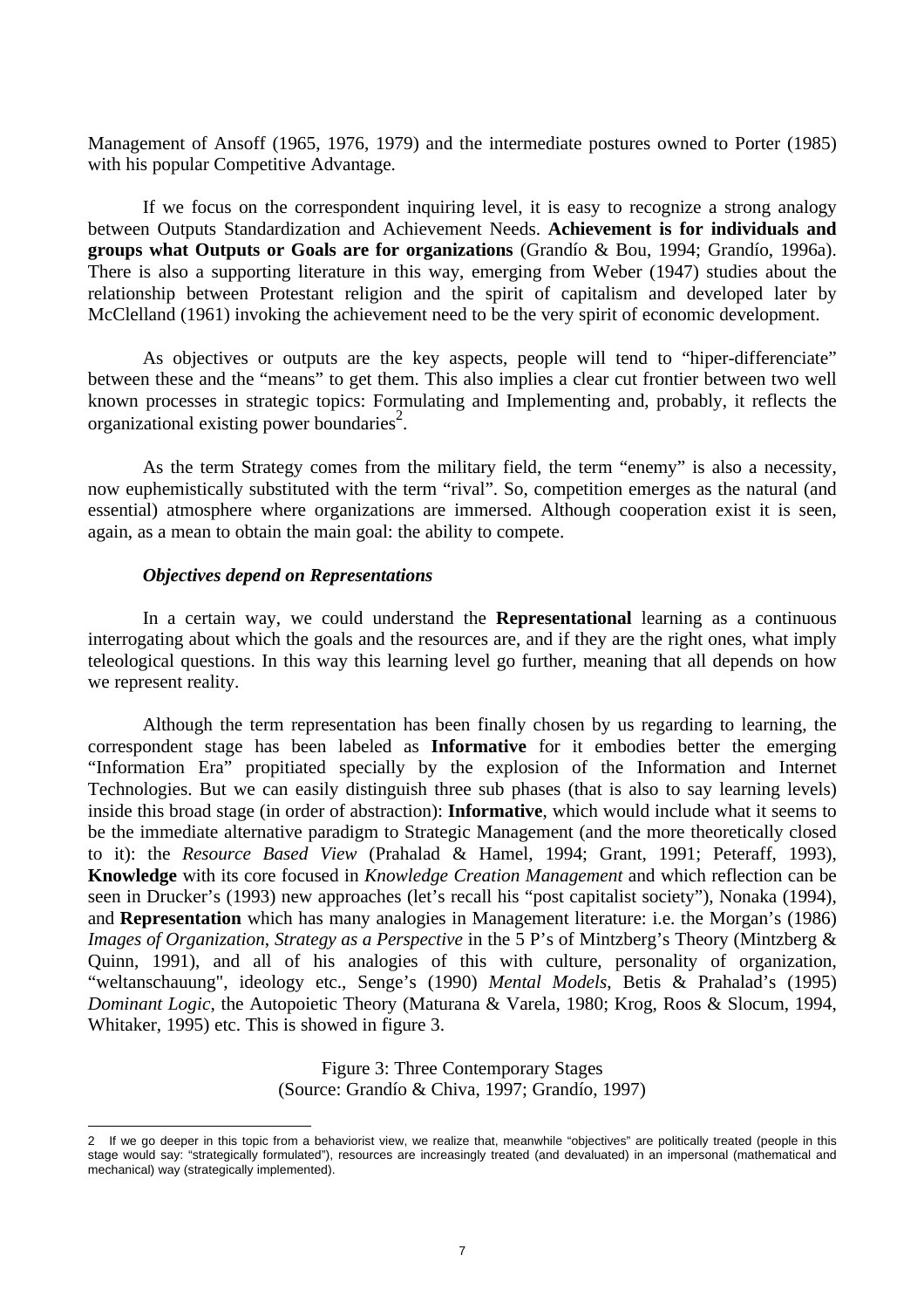Management of Ansoff (1965, 1976, 1979) and the intermediate postures owned to Porter (1985) with his popular Competitive Advantage.

If we focus on the correspondent inquiring level, it is easy to recognize a strong analogy between Outputs Standardization and Achievement Needs. **Achievement is for individuals and groups what Outputs or Goals are for organizations** (Grandío & Bou, 1994; Grandío, 1996a). There is also a supporting literature in this way, emerging from Weber (1947) studies about the relationship between Protestant religion and the spirit of capitalism and developed later by McClelland (1961) invoking the achievement need to be the very spirit of economic development.

As objectives or outputs are the key aspects, people will tend to "hiper-differenciate" between these and the "means" to get them. This also implies a clear cut frontier between two well known processes in strategic topics: Formulating and Implementing and, probably, it reflects the organizational existing power boundaries[2].

As the term Strategy comes from the military field, the term "enemy" is also a necessity, now euphemistically substituted with the term "rival". So, competition emerges as the natural (and essential) atmosphere where organizations are immersed. Although cooperation exist it is seen, again, as a mean to obtain the main goal: the ability to compete.

***Objectives depend on Representations***

In a certain way, we could understand the **Representational** learning as a continuous interrogating about which the goals and the resources are, and if they are the right ones, what imply teleological questions. In this way this learning level go further, meaning that all depends on how we represent reality.

Although the term representation has been finally chosen by us regarding to learning, the correspondent stage has been labeled as **Informative** for it embodies better the emerging "Information Era" propitiated specially by the explosion of the Information and Internet Technologies. But we can easily distinguish three sub phases (that is also to say learning levels) inside this broad stage (in order of abstraction): **Informative**, which would include what it seems to be the immediate alternative paradigm to Strategic Management (and the more theoretically closed to it): the *Resource Based View* (Prahalad & Hamel, 1994; Grant, 1991; Peteraff, 1993), **Knowledge** with its core focused in *Knowledge Creation Management* and which reflection can be seen in Drucker's (1993) new approaches (let's recall his "post capitalist society"), Nonaka (1994), and **Representation** which has many analogies in Management literature: i.e. the Morgan's (1986) *Images of Organization*, *Strategy as a Perspective* in the 5 P's of Mintzberg's Theory (Mintzberg & Quinn, 1991), and all of his analogies of this with culture, personality of organization, "weltanschauung", ideology etc., Senge's (1990) *Mental Models*, Betis & Prahalad's (1995) *Dominant Logic*, the Autopoietic Theory (Maturana & Varela, 1980; Krog, Roos & Slocum, 1994, Whitaker, 1995) etc. This is showed in figure 3.

Figure 3: Three Contemporary Stages
(Source: Grandío & Chiva, 1997; Grandío, 1997)

---

2 If we go deeper in this topic from a behaviorist view, we realize that, meanwhile "objectives" are politically treated (people in this stage would say: "strategically formulated"), resources are increasingly treated (and devaluated) in an impersonal (mathematical and mechanical) way (strategically implemented).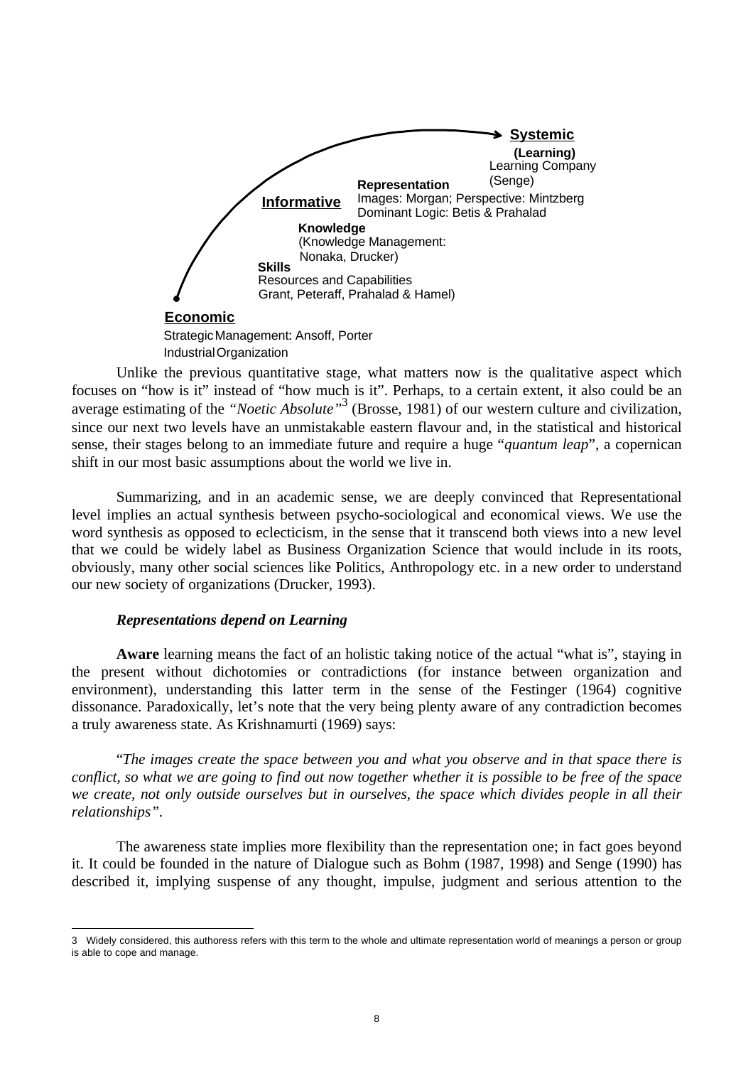**Systemic**

**(Learning)**
Learning Company
(Senge)

**Representation**
Images: Morgan; Perspective: Mintzberg
Dominant Logic: Betis & Prahalad

**Informative**

**Knowledge**
(Knowledge Management:
Nonaka, Drucker)

**Skills**
Resources and Capabilities
Grant, Peteraff, Prahalad & Hamel)

**Economic**
Strategic Management: Ansoff, Porter
Industrial Organization

Unlike the previous quantitative stage, what matters now is the qualitative aspect which focuses on "how is it" instead of "how much is it". Perhaps, to a certain extent, it also could be an average estimating of the *"Noetic Absolute"*[3] (Brosse, 1981) of our western culture and civilization, since our next two levels have an unmistakable eastern flavour and, in the statistical and historical sense, their stages belong to an immediate future and require a huge "*quantum leap*", a copernican shift in our most basic assumptions about the world we live in.

Summarizing, and in an academic sense, we are deeply convinced that Representational level implies an actual synthesis between psycho-sociological and economical views. We use the word synthesis as opposed to eclecticism, in the sense that it transcend both views into a new level that we could be widely label as Business Organization Science that would include in its roots, obviously, many other social sciences like Politics, Anthropology etc. in a new order to understand our new society of organizations (Drucker, 1993).

***Representations depend on Learning***

**Aware** learning means the fact of an holistic taking notice of the actual "what is", staying in the present without dichotomies or contradictions (for instance between organization and environment), understanding this latter term in the sense of the Festinger (1964) cognitive dissonance. Paradoxically, let's note that the very being plenty aware of any contradiction becomes a truly awareness state. As Krishnamurti (1969) says:

"*The images create the space between you and what you observe and in that space there is conflict, so what we are going to find out now together whether it is possible to be free of the space we create, not only outside ourselves but in ourselves, the space which divides people in all their relationships"*.

The awareness state implies more flexibility than the representation one; in fact goes beyond it. It could be founded in the nature of Dialogue such as Bohm (1987, 1998) and Senge (1990) has described it, implying suspense of any thought, impulse, judgment and serious attention to the

---

3 Widely considered, this authoress refers with this term to the whole and ultimate representation world of meanings a person or group is able to cope and manage.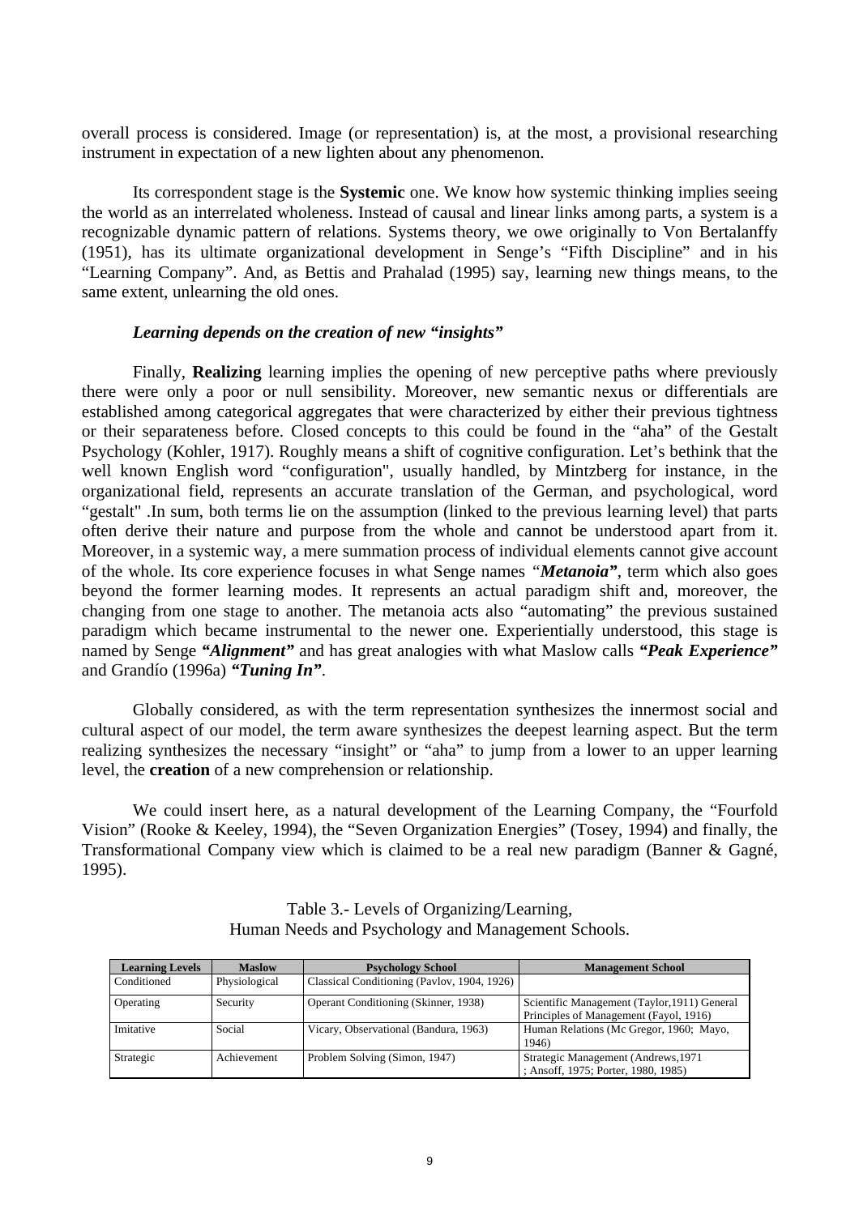overall process is considered. Image (or representation) is, at the most, a provisional researching instrument in expectation of a new lighten about any phenomenon.

Its correspondent stage is the **Systemic** one. We know how systemic thinking implies seeing the world as an interrelated wholeness. Instead of causal and linear links among parts, a system is a recognizable dynamic pattern of relations. Systems theory, we owe originally to Von Bertalanffy (1951), has its ultimate organizational development in Senge's "Fifth Discipline" and in his "Learning Company". And, as Bettis and Prahalad (1995) say, learning new things means, to the same extent, unlearning the old ones.

***Learning depends on the creation of new "insights"***

Finally, **Realizing** learning implies the opening of new perceptive paths where previously there were only a poor or null sensibility. Moreover, new semantic nexus or differentials are established among categorical aggregates that were characterized by either their previous tightness or their separateness before. Closed concepts to this could be found in the "aha" of the Gestalt Psychology (Kohler, 1917). Roughly means a shift of cognitive configuration. Let's bethink that the well known English word "configuration", usually handled, by Mintzberg for instance, in the organizational field, represents an accurate translation of the German, and psychological, word "gestalt" .In sum, both terms lie on the assumption (linked to the previous learning level) that parts often derive their nature and purpose from the whole and cannot be understood apart from it. Moreover, in a systemic way, a mere summation process of individual elements cannot give account of the whole. Its core experience focuses in what Senge names *"**Metanoia**"*, term which also goes beyond the former learning modes. It represents an actual paradigm shift and, moreover, the changing from one stage to another. The metanoia acts also "automating" the previous sustained paradigm which became instrumental to the newer one. Experientially understood, this stage is named by Senge ***"Alignment"*** and has great analogies with what Maslow calls ***"Peak Experience"*** and Grandío (1996a) ***"Tuning In"***.

Globally considered, as with the term representation synthesizes the innermost social and cultural aspect of our model, the term aware synthesizes the deepest learning aspect. But the term realizing synthesizes the necessary "insight" or "aha" to jump from a lower to an upper learning level, the **creation** of a new comprehension or relationship.

We could insert here, as a natural development of the Learning Company, the "Fourfold Vision" (Rooke & Keeley, 1994), the "Seven Organization Energies" (Tosey, 1994) and finally, the Transformational Company view which is claimed to be a real new paradigm (Banner & Gagné, 1995).

Table 3.- Levels of Organizing/Learning,
Human Needs and Psychology and Management Schools.

| Learning Levels | Maslow | Psychology School | Management School |
|---|---|---|---|
| Conditioned | Physiological | Classical Conditioning (Pavlov, 1904, 1926) | |
| Operating | Security | Operant Conditioning (Skinner, 1938) | Scientific Management (Taylor,1911) General Principles of Management (Fayol, 1916) |
| Imitative | Social | Vicary, Observational (Bandura, 1963) | Human Relations (Mc Gregor, 1960; Mayo, 1946) |
| Strategic | Achievement | Problem Solving (Simon, 1947) | Strategic Management (Andrews,1971 ; Ansoff, 1975; Porter, 1980, 1985) |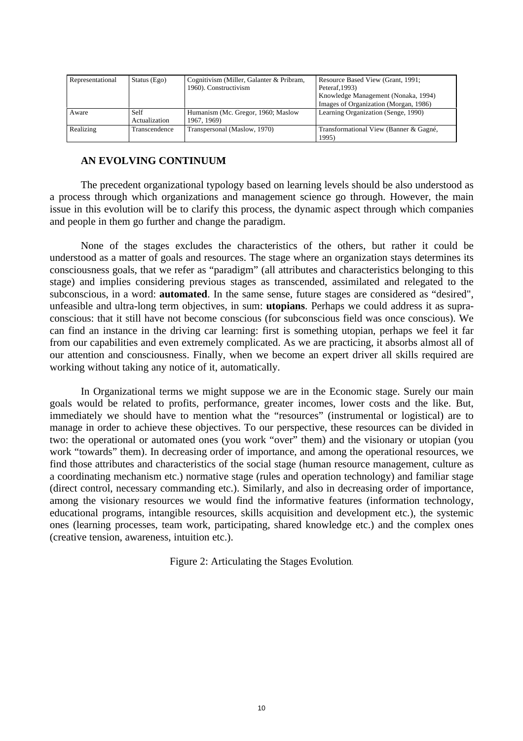| Representational | Status (Ego) | Cognitivism (Miller, Galanter & Pribram, 1960). Constructivism | Resource Based View (Grant, 1991; Peteraf,1993) Knowledge Management (Nonaka, 1994) Images of Organization (Morgan, 1986) |
|---|---|---|---|
| Aware | Self Actualization | Humanism (Mc. Gregor, 1960; Maslow 1967, 1969) | Learning Organization (Senge, 1990) |
| Realizing | Transcendence | Transpersonal (Maslow, 1970) | Transformational View (Banner & Gagné, 1995) |

## AN EVOLVING CONTINUUM

The precedent organizational typology based on learning levels should be also understood as a process through which organizations and management science go through. However, the main issue in this evolution will be to clarify this process, the dynamic aspect through which companies and people in them go further and change the paradigm.

None of the stages excludes the characteristics of the others, but rather it could be understood as a matter of goals and resources. The stage where an organization stays determines its consciousness goals, that we refer as "paradigm" (all attributes and characteristics belonging to this stage) and implies considering previous stages as transcended, assimilated and relegated to the subconscious, in a word: **automated**. In the same sense, future stages are considered as "desired", unfeasible and ultra-long term objectives, in sum: **utopians**. Perhaps we could address it as supra-conscious: that it still have not become conscious (for subconscious field was once conscious). We can find an instance in the driving car learning: first is something utopian, perhaps we feel it far from our capabilities and even extremely complicated. As we are practicing, it absorbs almost all of our attention and consciousness. Finally, when we become an expert driver all skills required are working without taking any notice of it, automatically.

In Organizational terms we might suppose we are in the Economic stage. Surely our main goals would be related to profits, performance, greater incomes, lower costs and the like. But, immediately we should have to mention what the "resources" (instrumental or logistical) are to manage in order to achieve these objectives. To our perspective, these resources can be divided in two: the operational or automated ones (you work "over" them) and the visionary or utopian (you work "towards" them). In decreasing order of importance, and among the operational resources, we find those attributes and characteristics of the social stage (human resource management, culture as a coordinating mechanism etc.) normative stage (rules and operation technology) and familiar stage (direct control, necessary commanding etc.). Similarly, and also in decreasing order of importance, among the visionary resources we would find the informative features (information technology, educational programs, intangible resources, skills acquisition and development etc.), the systemic ones (learning processes, team work, participating, shared knowledge etc.) and the complex ones (creative tension, awareness, intuition etc.).

Figure 2: Articulating the Stages Evolution.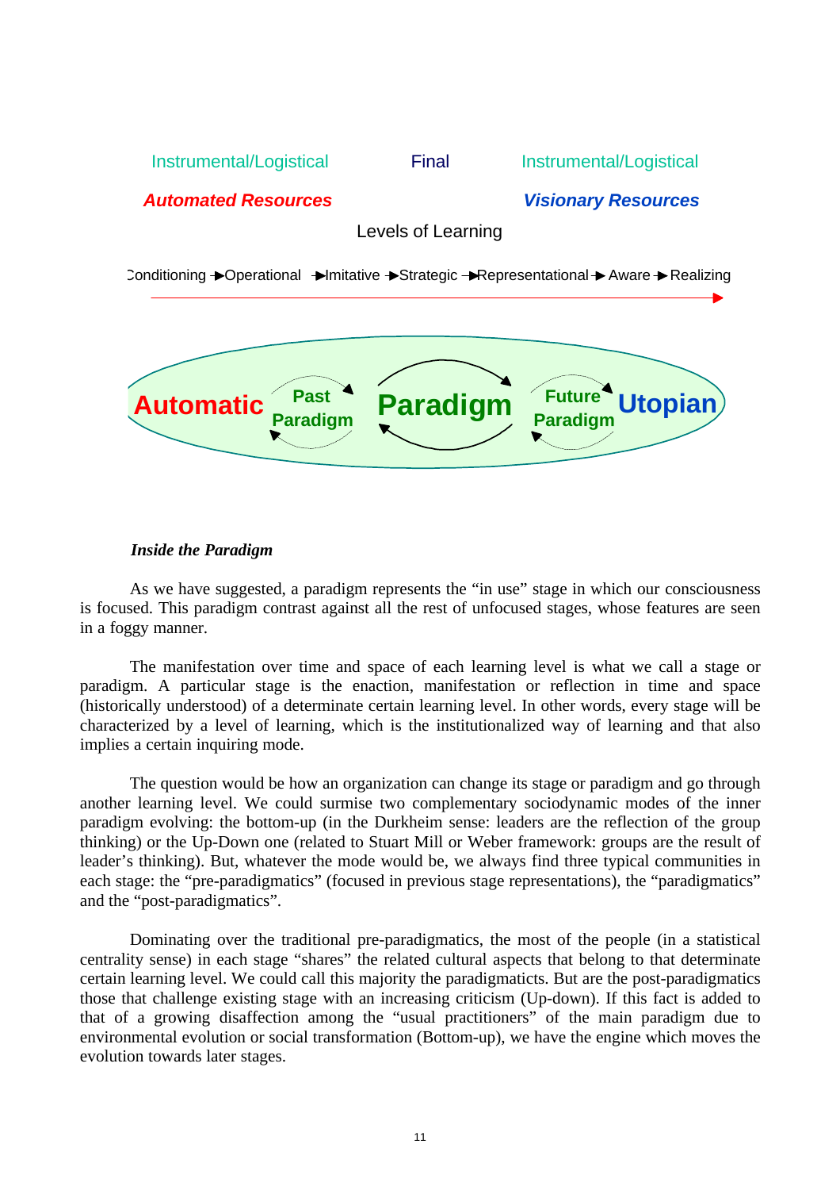Instrumental/Logistical Final Instrumental/Logistical

***Automated Resources*** ***Visionary Resources***

Levels of Learning

Conditioning → Operational → Imitative → Strategic → Representational → Aware → Realizing

**Automatic** **Past Paradigm** **Paradigm** **Future Paradigm** **Utopian**

***Inside the Paradigm***

As we have suggested, a paradigm represents the "in use" stage in which our consciousness is focused. This paradigm contrast against all the rest of unfocused stages, whose features are seen in a foggy manner.

The manifestation over time and space of each learning level is what we call a stage or paradigm. A particular stage is the enaction, manifestation or reflection in time and space (historically understood) of a determinate certain learning level. In other words, every stage will be characterized by a level of learning, which is the institutionalized way of learning and that also implies a certain inquiring mode.

The question would be how an organization can change its stage or paradigm and go through another learning level. We could surmise two complementary sociodynamic modes of the inner paradigm evolving: the bottom-up (in the Durkheim sense: leaders are the reflection of the group thinking) or the Up-Down one (related to Stuart Mill or Weber framework: groups are the result of leader's thinking). But, whatever the mode would be, we always find three typical communities in each stage: the "pre-paradigmatics" (focused in previous stage representations), the "paradigmatics" and the "post-paradigmatics".

Dominating over the traditional pre-paradigmatics, the most of the people (in a statistical centrality sense) in each stage "shares" the related cultural aspects that belong to that determinate certain learning level. We could call this majority the paradigmaticts. But are the post-paradigmatics those that challenge existing stage with an increasing criticism (Up-down). If this fact is added to that of a growing disaffection among the "usual practitioners" of the main paradigm due to environmental evolution or social transformation (Bottom-up), we have the engine which moves the evolution towards later stages.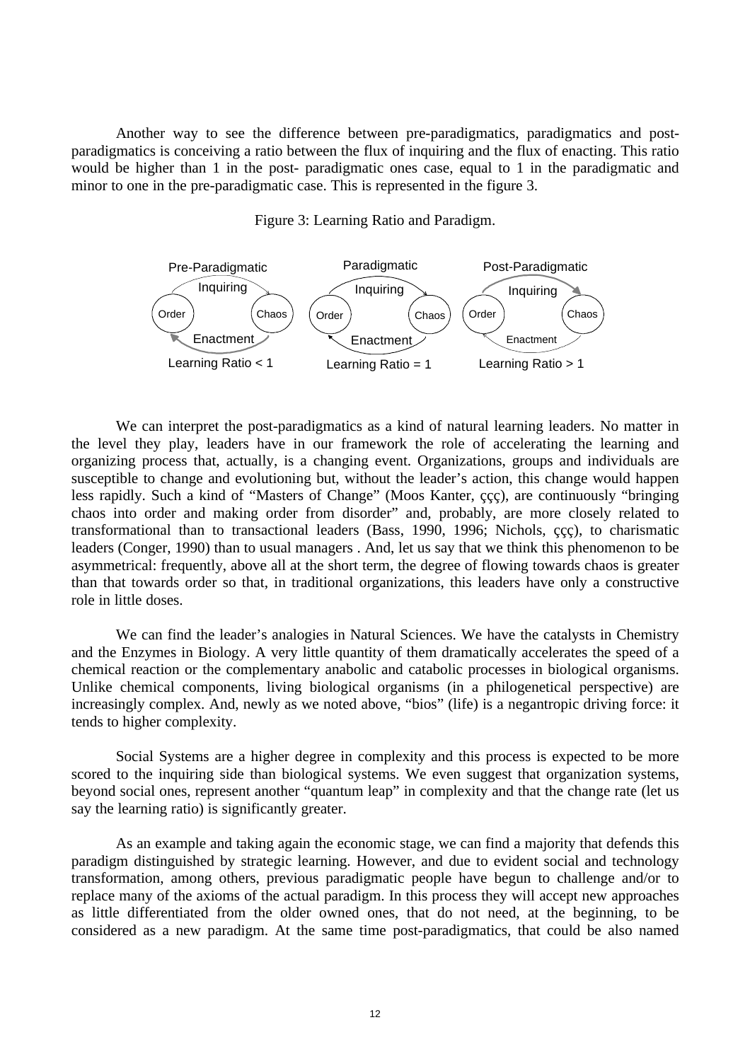Another way to see the difference between pre-paradigmatics, paradigmatics and post-paradigmatics is conceiving a ratio between the flux of inquiring and the flux of enacting. This ratio would be higher than 1 in the post- paradigmatic ones case, equal to 1 in the paradigmatic and minor to one in the pre-paradigmatic case. This is represented in the figure 3.

Figure 3: Learning Ratio and Paradigm.

Pre-Paradigmatic: Order — Inquiring → Chaos; Chaos — Enactment → Order. Learning Ratio < 1

Paradigmatic: Order — Inquiring → Chaos; Chaos — Enactment → Order. Learning Ratio = 1

Post-Paradigmatic: Order — Inquiring → Chaos; Chaos — Enactment → Order. Learning Ratio > 1

We can interpret the post-paradigmatics as a kind of natural learning leaders. No matter in the level they play, leaders have in our framework the role of accelerating the learning and organizing process that, actually, is a changing event. Organizations, groups and individuals are susceptible to change and evolutioning but, without the leader's action, this change would happen less rapidly. Such a kind of "Masters of Change" (Moos Kanter, ççç), are continuously "bringing chaos into order and making order from disorder" and, probably, are more closely related to transformational than to transactional leaders (Bass, 1990, 1996; Nichols, ççç), to charismatic leaders (Conger, 1990) than to usual managers . And, let us say that we think this phenomenon to be asymmetrical: frequently, above all at the short term, the degree of flowing towards chaos is greater than that towards order so that, in traditional organizations, this leaders have only a constructive role in little doses.

We can find the leader's analogies in Natural Sciences. We have the catalysts in Chemistry and the Enzymes in Biology. A very little quantity of them dramatically accelerates the speed of a chemical reaction or the complementary anabolic and catabolic processes in biological organisms. Unlike chemical components, living biological organisms (in a philogenetical perspective) are increasingly complex. And, newly as we noted above, "bios" (life) is a negantropic driving force: it tends to higher complexity.

Social Systems are a higher degree in complexity and this process is expected to be more scored to the inquiring side than biological systems. We even suggest that organization systems, beyond social ones, represent another "quantum leap" in complexity and that the change rate (let us say the learning ratio) is significantly greater.

As an example and taking again the economic stage, we can find a majority that defends this paradigm distinguished by strategic learning. However, and due to evident social and technology transformation, among others, previous paradigmatic people have begun to challenge and/or to replace many of the axioms of the actual paradigm. In this process they will accept new approaches as little differentiated from the older owned ones, that do not need, at the beginning, to be considered as a new paradigm. At the same time post-paradigmatics, that could be also named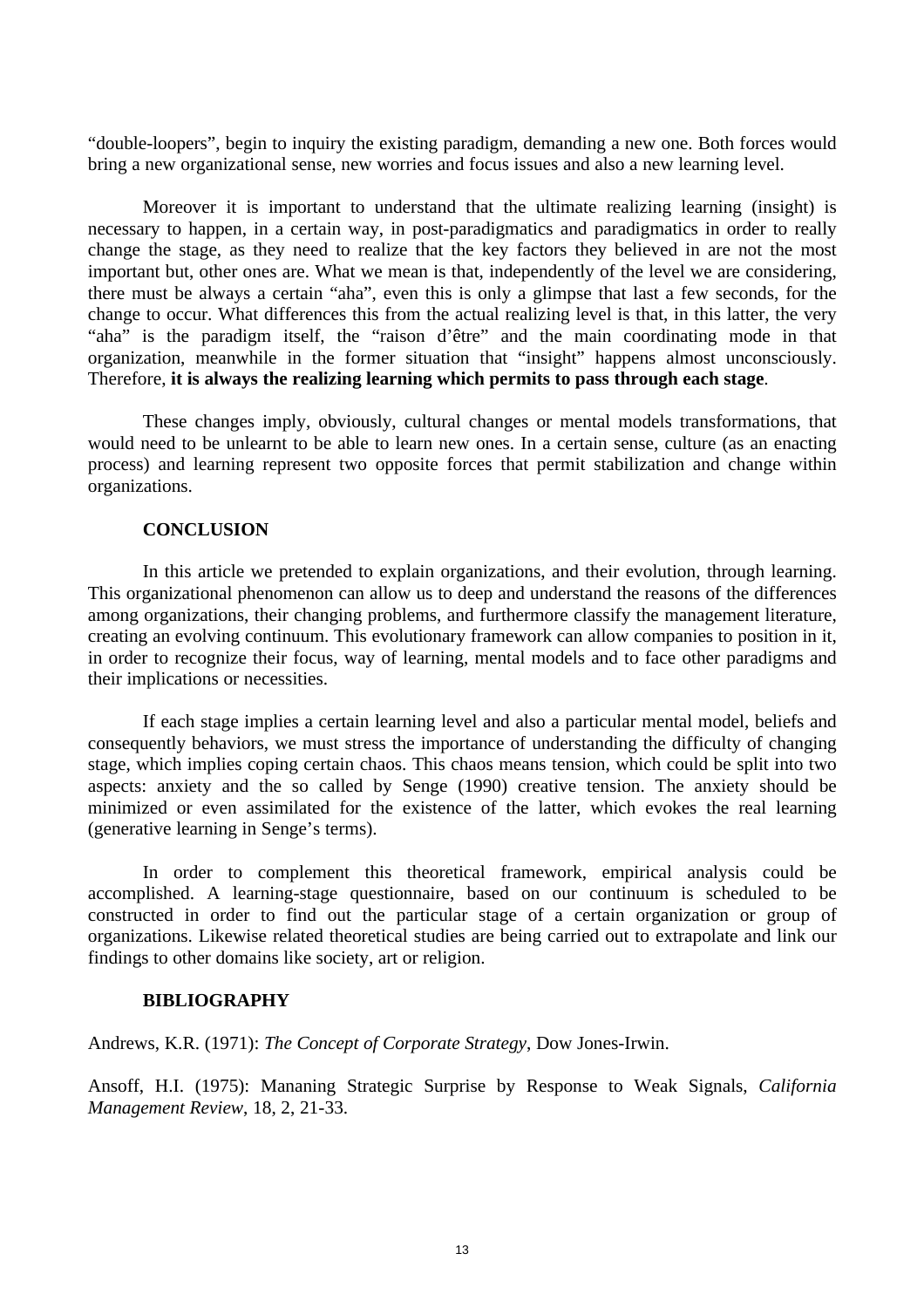"double-loopers", begin to inquiry the existing paradigm, demanding a new one. Both forces would bring a new organizational sense, new worries and focus issues and also a new learning level.

Moreover it is important to understand that the ultimate realizing learning (insight) is necessary to happen, in a certain way, in post-paradigmatics and paradigmatics in order to really change the stage, as they need to realize that the key factors they believed in are not the most important but, other ones are. What we mean is that, independently of the level we are considering, there must be always a certain "aha", even this is only a glimpse that last a few seconds, for the change to occur. What differences this from the actual realizing level is that, in this latter, the very "aha" is the paradigm itself, the "raison d'être" and the main coordinating mode in that organization, meanwhile in the former situation that "insight" happens almost unconsciously. Therefore, **it is always the realizing learning which permits to pass through each stage**.

These changes imply, obviously, cultural changes or mental models transformations, that would need to be unlearnt to be able to learn new ones. In a certain sense, culture (as an enacting process) and learning represent two opposite forces that permit stabilization and change within organizations.

## CONCLUSION

In this article we pretended to explain organizations, and their evolution, through learning. This organizational phenomenon can allow us to deep and understand the reasons of the differences among organizations, their changing problems, and furthermore classify the management literature, creating an evolving continuum. This evolutionary framework can allow companies to position in it, in order to recognize their focus, way of learning, mental models and to face other paradigms and their implications or necessities.

If each stage implies a certain learning level and also a particular mental model, beliefs and consequently behaviors, we must stress the importance of understanding the difficulty of changing stage, which implies coping certain chaos. This chaos means tension, which could be split into two aspects: anxiety and the so called by Senge (1990) creative tension. The anxiety should be minimized or even assimilated for the existence of the latter, which evokes the real learning (generative learning in Senge's terms).

In order to complement this theoretical framework, empirical analysis could be accomplished. A learning-stage questionnaire, based on our continuum is scheduled to be constructed in order to find out the particular stage of a certain organization or group of organizations. Likewise related theoretical studies are being carried out to extrapolate and link our findings to other domains like society, art or religion.

## BIBLIOGRAPHY

Andrews, K.R. (1971): *The Concept of Corporate Strategy*, Dow Jones-Irwin.

Ansoff, H.I. (1975): Mananing Strategic Surprise by Response to Weak Signals, *California Management Review*, 18, 2, 21-33.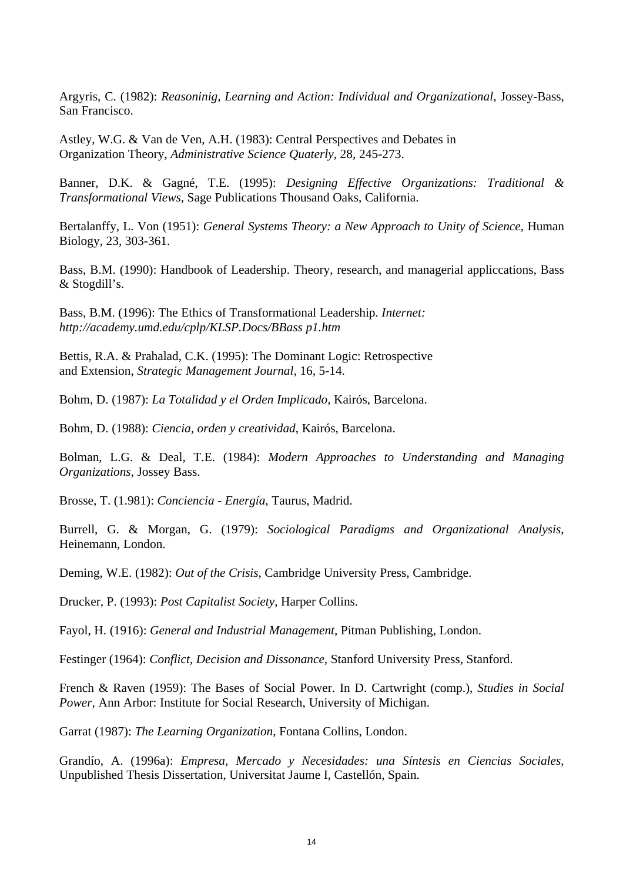Argyris, C. (1982): *Reasoninig, Learning and Action: Individual and Organizational*, Jossey-Bass, San Francisco.

Astley, W.G. & Van de Ven, A.H. (1983): Central Perspectives and Debates in Organization Theory, *Administrative Science Quaterly*, 28, 245-273.

Banner, D.K. & Gagné, T.E. (1995): *Designing Effective Organizations: Traditional & Transformational Views*, Sage Publications Thousand Oaks, California.

Bertalanffy, L. Von (1951): *General Systems Theory: a New Approach to Unity of Science*, Human Biology, 23, 303-361.

Bass, B.M. (1990): Handbook of Leadership. Theory, research, and managerial appliccations, Bass & Stogdill's.

Bass, B.M. (1996): The Ethics of Transformational Leadership. *Internet: http://academy.umd.edu/cplp/KLSP.Docs/BBass p1.htm*

Bettis, R.A. & Prahalad, C.K. (1995): The Dominant Logic: Retrospective and Extension, *Strategic Management Journal,* 16, 5-14.

Bohm, D. (1987): *La Totalidad y el Orden Implicado,* Kairós, Barcelona.

Bohm, D. (1988): *Ciencia, orden y creatividad*, Kairós, Barcelona.

Bolman, L.G. & Deal, T.E. (1984): *Modern Approaches to Understanding and Managing Organizations*, Jossey Bass.

Brosse, T. (1.981): *Conciencia - Energía*, Taurus, Madrid.

Burrell, G. & Morgan, G. (1979): *Sociological Paradigms and Organizational Analysis*, Heinemann, London.

Deming, W.E. (1982): *Out of the Crisis*, Cambridge University Press, Cambridge.

Drucker, P. (1993): *Post Capitalist Society*, Harper Collins.

Fayol, H. (1916): *General and Industrial Management*, Pitman Publishing, London.

Festinger (1964): *Conflict, Decision and Dissonance*, Stanford University Press, Stanford.

French & Raven (1959): The Bases of Social Power. In D. Cartwright (comp.), *Studies in Social Power,* Ann Arbor: Institute for Social Research, University of Michigan.

Garrat (1987): *The Learning Organization*, Fontana Collins, London.

Grandío, A. (1996a): *Empresa, Mercado y Necesidades: una Síntesis en Ciencias Sociales*, Unpublished Thesis Dissertation, Universitat Jaume I, Castellón, Spain.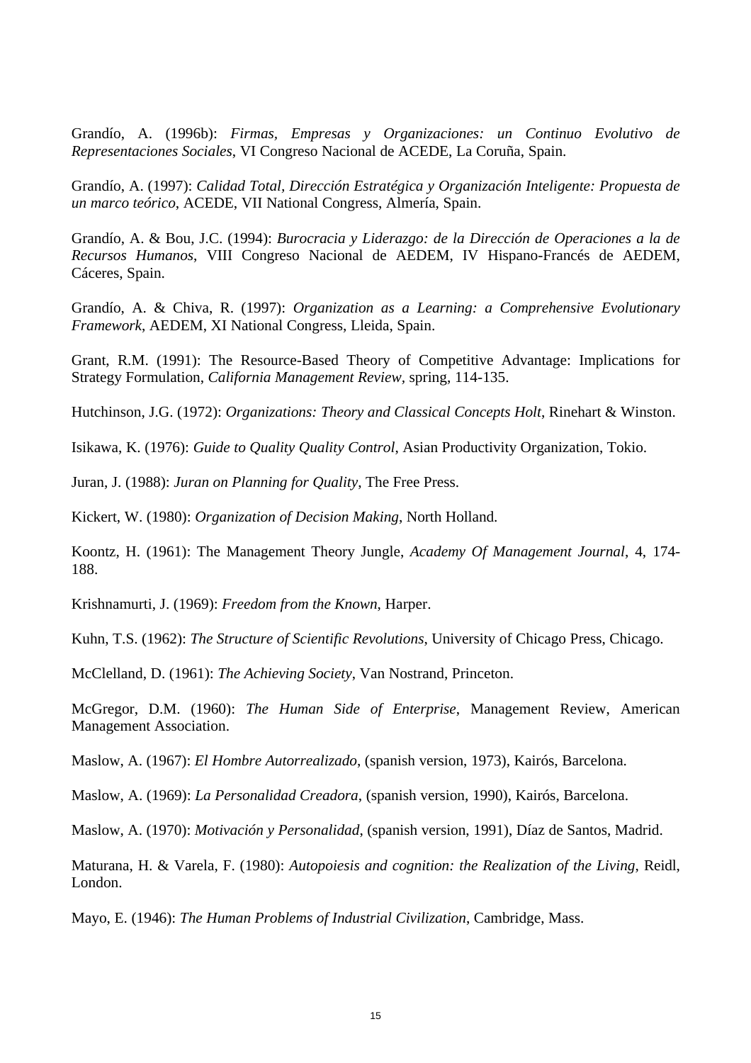Grandío, A. (1996b): *Firmas, Empresas y Organizaciones: un Continuo Evolutivo de Representaciones Sociales*, VI Congreso Nacional de ACEDE, La Coruña, Spain.

Grandío, A. (1997): *Calidad Total, Dirección Estratégica y Organización Inteligente: Propuesta de un marco teórico*, ACEDE, VII National Congress, Almería, Spain.

Grandío, A. & Bou, J.C. (1994): *Burocracia y Liderazgo: de la Dirección de Operaciones a la de Recursos Humanos*, VIII Congreso Nacional de AEDEM, IV Hispano-Francés de AEDEM, Cáceres, Spain.

Grandío, A. & Chiva, R. (1997): *Organization as a Learning: a Comprehensive Evolutionary Framework*, AEDEM, XI National Congress, Lleida, Spain.

Grant, R.M. (1991): The Resource-Based Theory of Competitive Advantage: Implications for Strategy Formulation, *California Management Review*, spring, 114-135.

Hutchinson, J.G. (1972): *Organizations: Theory and Classical Concepts Holt*, Rinehart & Winston.

Isikawa, K. (1976): *Guide to Quality Quality Control*, Asian Productivity Organization, Tokio.

Juran, J. (1988): *Juran on Planning for Quality*, The Free Press.

Kickert, W. (1980): *Organization of Decision Making*, North Holland.

Koontz, H. (1961): The Management Theory Jungle, *Academy Of Management Journal*, 4, 174-188.

Krishnamurti, J. (1969): *Freedom from the Known*, Harper.

Kuhn, T.S. (1962): *The Structure of Scientific Revolutions*, University of Chicago Press, Chicago.

McClelland, D. (1961): *The Achieving Society*, Van Nostrand, Princeton.

McGregor, D.M. (1960): *The Human Side of Enterprise*, Management Review, American Management Association.

Maslow, A. (1967): *El Hombre Autorrealizado*, (spanish version, 1973), Kairós, Barcelona.

Maslow, A. (1969): *La Personalidad Creadora*, (spanish version, 1990), Kairós, Barcelona.

Maslow, A. (1970): *Motivación y Personalidad*, (spanish version, 1991), Díaz de Santos, Madrid.

Maturana, H. & Varela, F. (1980): *Autopoiesis and cognition: the Realization of the Living*, Reidl, London.

Mayo, E. (1946): *The Human Problems of Industrial Civilization*, Cambridge, Mass.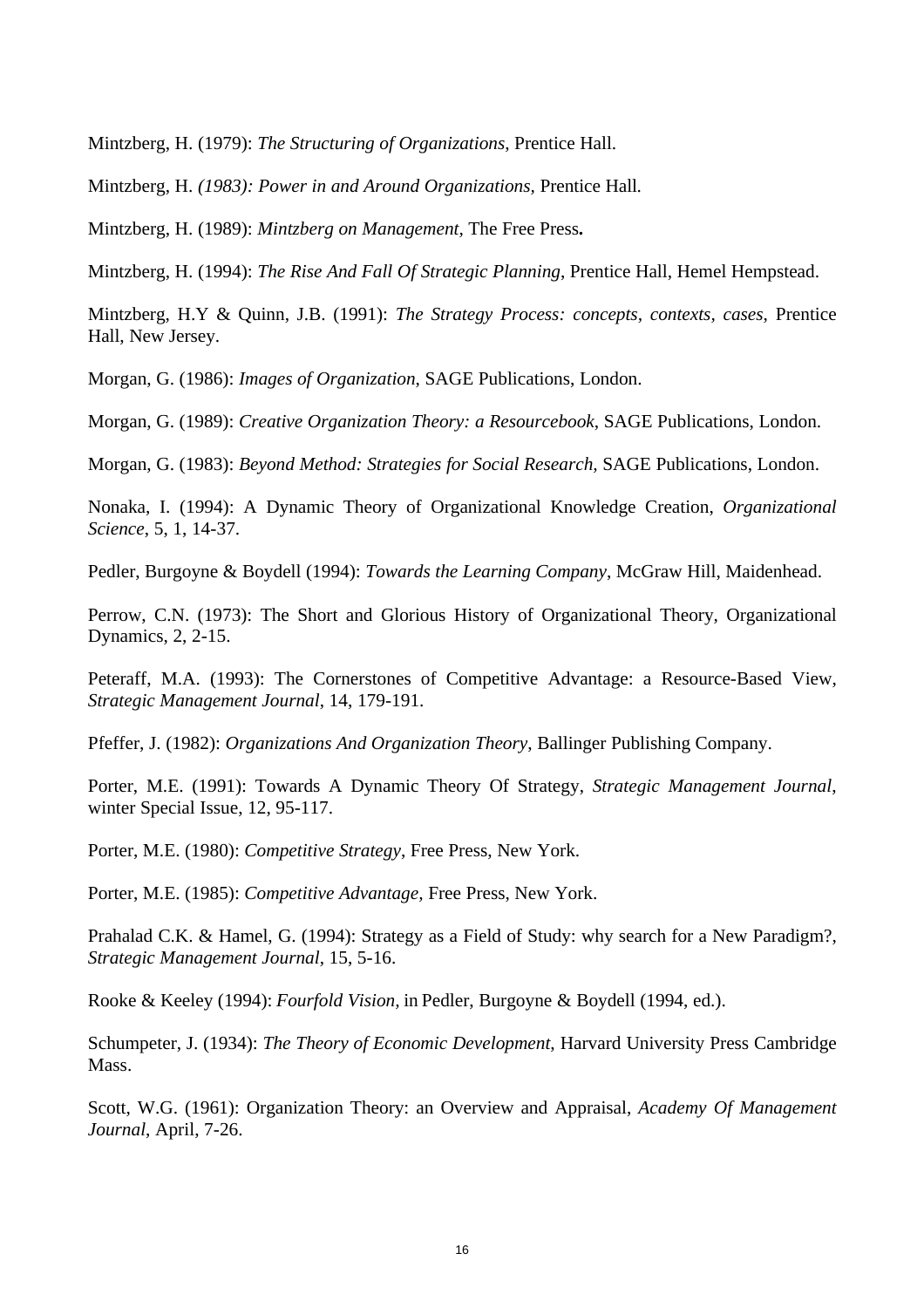Mintzberg, H. (1979): *The Structuring of Organizations*, Prentice Hall.

Mintzberg, H. *(1983): Power in and Around Organizations*, Prentice Hall.

Mintzberg, H. (1989): *Mintzberg on Management*, The Free Press**.**

Mintzberg, H. (1994): *The Rise And Fall Of Strategic Planning*, Prentice Hall, Hemel Hempstead.

Mintzberg, H.Y & Quinn, J.B. (1991): *The Strategy Process: concepts, contexts, cases*, Prentice Hall, New Jersey.

Morgan, G. (1986): *Images of Organization*, SAGE Publications, London.

Morgan, G. (1989): *Creative Organization Theory: a Resourcebook*, SAGE Publications, London.

Morgan, G. (1983): *Beyond Method: Strategies for Social Research*, SAGE Publications, London.

Nonaka, I. (1994): A Dynamic Theory of Organizational Knowledge Creation, *Organizational Science*, 5, 1, 14-37.

Pedler, Burgoyne & Boydell (1994): *Towards the Learning Company*, McGraw Hill, Maidenhead.

Perrow, C.N. (1973): The Short and Glorious History of Organizational Theory, Organizational Dynamics, 2, 2-15.

Peteraff, M.A. (1993): The Cornerstones of Competitive Advantage: a Resource-Based View, *Strategic Management Journal*, 14, 179-191.

Pfeffer, J. (1982): *Organizations And Organization Theory*, Ballinger Publishing Company.

Porter, M.E. (1991): Towards A Dynamic Theory Of Strategy, *Strategic Management Journal*, winter Special Issue, 12, 95-117.

Porter, M.E. (1980): *Competitive Strategy*, Free Press, New York.

Porter, M.E. (1985): *Competitive Advantage*, Free Press, New York.

Prahalad C.K. & Hamel, G. (1994): Strategy as a Field of Study: why search for a New Paradigm?, *Strategic Management Journal*, 15, 5-16.

Rooke & Keeley (1994): *Fourfold Vision,* in Pedler, Burgoyne & Boydell (1994, ed.).

Schumpeter, J. (1934): *The Theory of Economic Development*, Harvard University Press Cambridge Mass.

Scott, W.G. (1961): Organization Theory: an Overview and Appraisal, *Academy Of Management Journal*, April, 7-26.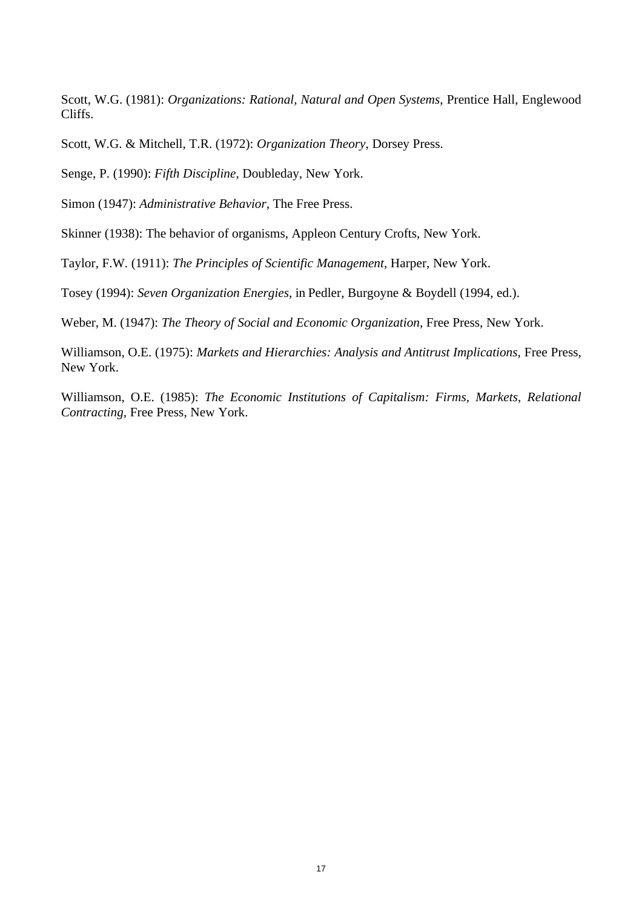Scott, W.G. (1981): *Organizations: Rational, Natural and Open Systems*, Prentice Hall, Englewood Cliffs.

Scott, W.G. & Mitchell, T.R. (1972): *Organization Theory*, Dorsey Press.

Senge, P. (1990): *Fifth Discipline*, Doubleday, New York.

Simon (1947): *Administrative Behavior*, The Free Press.

Skinner (1938): The behavior of organisms, Appleon Century Crofts, New York.

Taylor, F.W. (1911): *The Principles of Scientific Management*, Harper, New York.

Tosey (1994): *Seven Organization Energies*, in Pedler, Burgoyne & Boydell (1994, ed.).

Weber, M. (1947): *The Theory of Social and Economic Organization*, Free Press, New York.

Williamson, O.E. (1975): *Markets and Hierarchies: Analysis and Antitrust Implications*, Free Press, New York.

Williamson, O.E. (1985): *The Economic Institutions of Capitalism: Firms, Markets, Relational Contracting*, Free Press, New York.